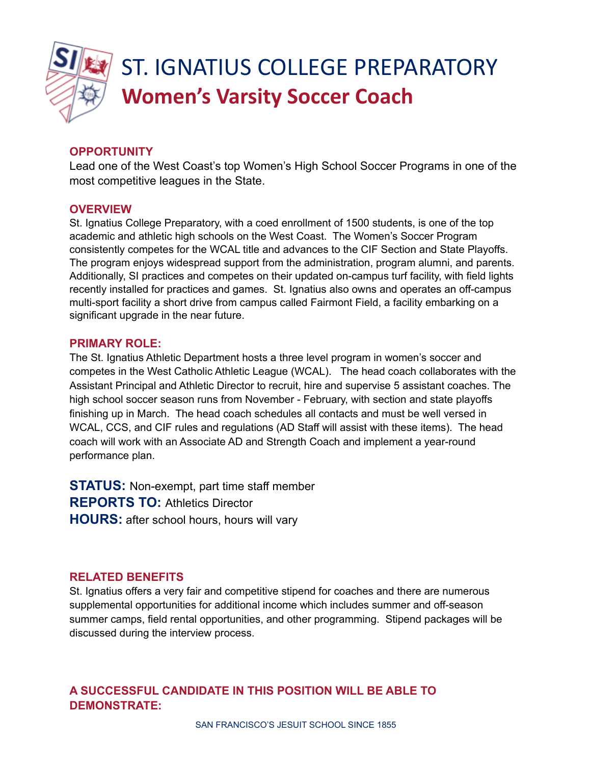# ST. IGNATIUS COLLEGE PREPARATORY

## Women's Varsity Soccer Coach

### OPPORTUNITY

Lead one of the West Coast's top Women's High School Soccer Programs in one of the most competitive leagues in the State.

### OVERVIEW

St. Ignatius College Preparatory, with a coed enrollment of 1500 students, is one of the top academic and athletic high schools on the West Coast. The Women's Soccer Program consistently competes for the WCAL title and advances to the CIF Section and State Playoffs. The program enjoys widespread support from the administration, program alumni, and parents. Additionally, SI practices and competes on their updated on-campus turf facility, with field lights recently installed for practices and games. St. Ignatius also owns and operates an off-campus multi-sport facility a short drive from campus called Fairmont Field, a facility embarking on a significant upgrade in the near future.

### PRIMARY ROLE:

The St. Ignatius Athletic Department hosts a three level program in women's soccer and competes in the West Catholic Athletic League (WCAL). The head coach collaborates with the Assistant Principal and Athletic Director to recruit, hire and supervise 5 assistant coaches. The high school soccer season runs from November - February, with section and state playoffs finishing up in March. The head coach schedules all contacts and must be well versed in WCAL, CCS, and CIF rules and regulations (AD Staff will assist with these items). The head coach will work with an Associate AD and Strength Coach and implement a year-round performance plan.

**STATUS:** Non-exempt, part time staff member
**REPORTS TO:** Athletics Director
**HOURS:** after school hours, hours will vary

### RELATED BENEFITS

St. Ignatius offers a very fair and competitive stipend for coaches and there are numerous supplemental opportunities for additional income which includes summer and off-season summer camps, field rental opportunities, and other programming. Stipend packages will be discussed during the interview process.

### A SUCCESSFUL CANDIDATE IN THIS POSITION WILL BE ABLE TO DEMONSTRATE: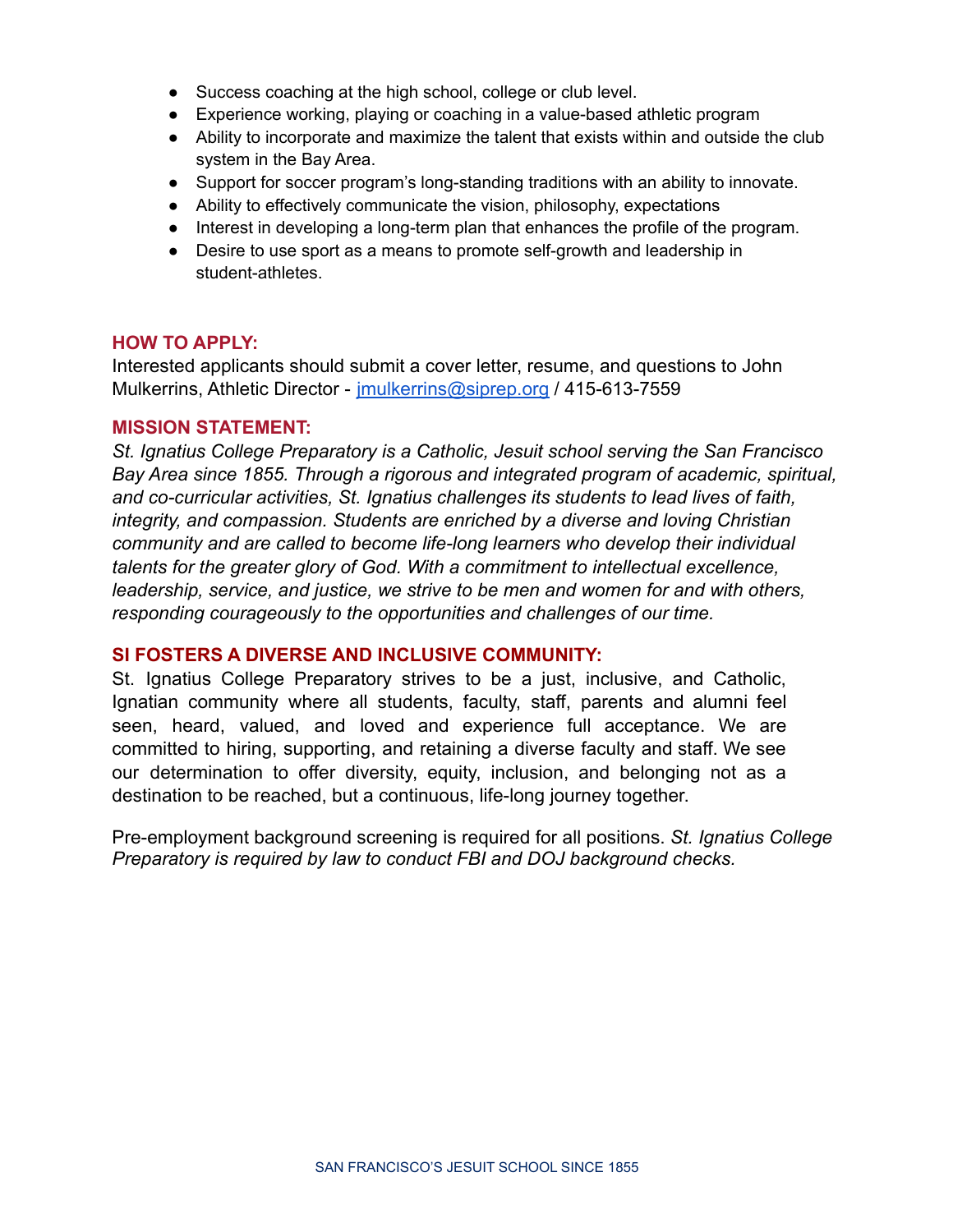- Success coaching at the high school, college or club level.
- Experience working, playing or coaching in a value-based athletic program
- Ability to incorporate and maximize the talent that exists within and outside the club system in the Bay Area.
- Support for soccer program's long-standing traditions with an ability to innovate.
- Ability to effectively communicate the vision, philosophy, expectations
- Interest in developing a long-term plan that enhances the profile of the program.
- Desire to use sport as a means to promote self-growth and leadership in student-athletes.

**HOW TO APPLY:**

Interested applicants should submit a cover letter, resume, and questions to John Mulkerrins, Athletic Director - [jmulkerrins@siprep.org](mailto:jmulkerrins@siprep.org) / 415-613-7559

**MISSION STATEMENT:**

*St. Ignatius College Preparatory is a Catholic, Jesuit school serving the San Francisco Bay Area since 1855. Through a rigorous and integrated program of academic, spiritual, and co-curricular activities, St. Ignatius challenges its students to lead lives of faith, integrity, and compassion. Students are enriched by a diverse and loving Christian community and are called to become life-long learners who develop their individual talents for the greater glory of God. With a commitment to intellectual excellence, leadership, service, and justice, we strive to be men and women for and with others, responding courageously to the opportunities and challenges of our time.*

**SI FOSTERS A DIVERSE AND INCLUSIVE COMMUNITY:**

St. Ignatius College Preparatory strives to be a just, inclusive, and Catholic, Ignatian community where all students, faculty, staff, parents and alumni feel seen, heard, valued, and loved and experience full acceptance. We are committed to hiring, supporting, and retaining a diverse faculty and staff. We see our determination to offer diversity, equity, inclusion, and belonging not as a destination to be reached, but a continuous, life-long journey together.

Pre-employment background screening is required for all positions. *St. Ignatius College Preparatory is required by law to conduct FBI and DOJ background checks.*